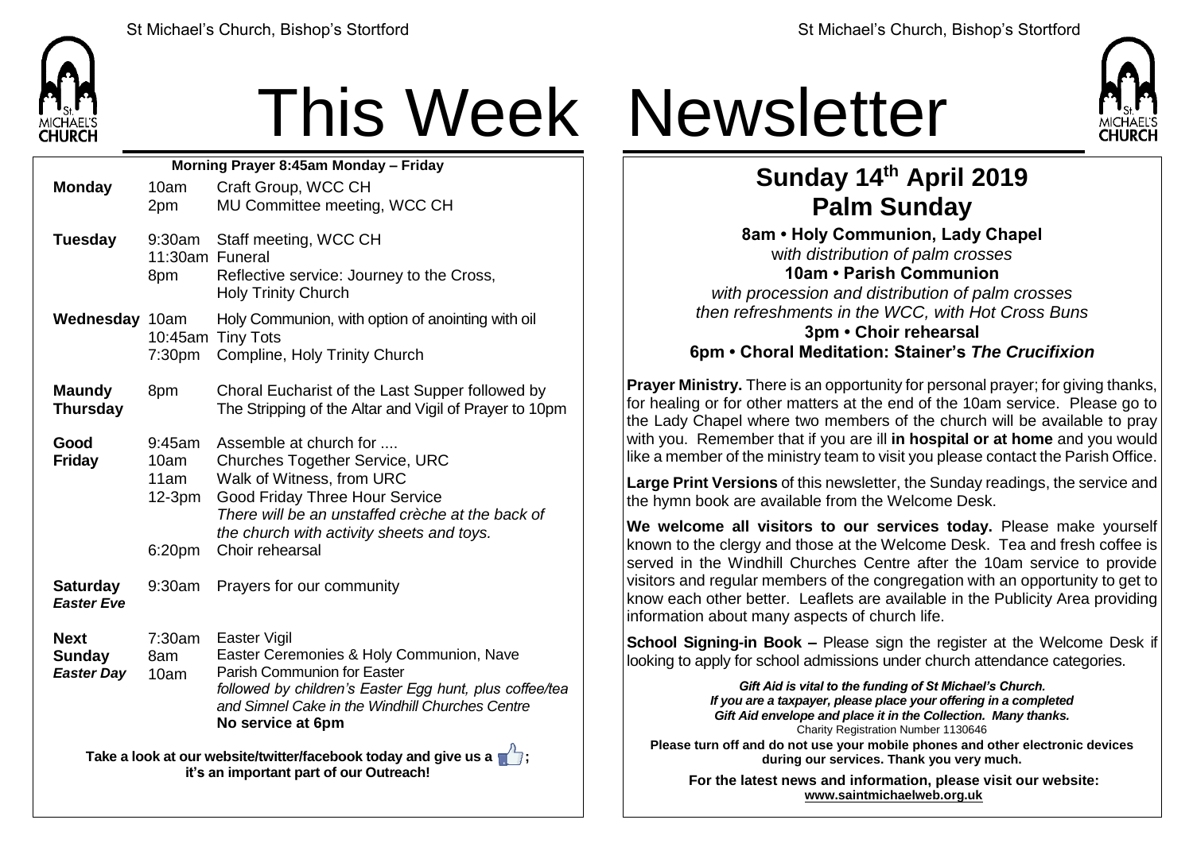# This Week Newsletter

**Morning Prayer 8:45am Monday – Friday**

| | | |
|---|---|---|
| **Monday** | 10am<br>2pm | Craft Group, WCC CH<br>MU Committee meeting, WCC CH |
| **Tuesday** | 9:30am<br>11:30am<br>8pm | Staff meeting, WCC CH<br>Funeral<br>Reflective service: Journey to the Cross, Holy Trinity Church |
| **Wednesday** | 10am<br>10:45am<br>7:30pm | Holy Communion, with option of anointing with oil<br>Tiny Tots<br>Compline, Holy Trinity Church |
| **Maundy Thursday** | 8pm | Choral Eucharist of the Last Supper followed by The Stripping of the Altar and Vigil of Prayer to 10pm |
| **Good Friday** | 9:45am<br>10am<br>11am<br>12-3pm<br><br>6:20pm | Assemble at church for ....<br>Churches Together Service, URC<br>Walk of Witness, from URC<br>Good Friday Three Hour Service<br>*There will be an unstaffed crèche at the back of the church with activity sheets and toys.*<br>Choir rehearsal |
| **Saturday** *Easter Eve* | 9:30am | Prayers for our community |
| **Next Sunday** *Easter Day* | 7:30am<br>8am<br>10am | Easter Vigil<br>Easter Ceremonies & Holy Communion, Nave<br>Parish Communion for Easter<br>*followed by children's Easter Egg hunt, plus coffee/tea and Simnel Cake in the Windhill Churches Centre*<br>**No service at 6pm** |

**Take a look at our website/twitter/facebook today and give us a 👍; it's an important part of our Outreach!**

## Sunday 14th April 2019
## Palm Sunday

**8am • Holy Communion, Lady Chapel**
*with distribution of palm crosses*
**10am • Parish Communion**
*with procession and distribution of palm crosses then refreshments in the WCC, with Hot Cross Buns*
**3pm • Choir rehearsal**
**6pm • Choral Meditation: Stainer's *The Crucifixion***

**Prayer Ministry.** There is an opportunity for personal prayer; for giving thanks, for healing or for other matters at the end of the 10am service. Please go to the Lady Chapel where two members of the church will be available to pray with you. Remember that if you are ill **in hospital or at home** and you would like a member of the ministry team to visit you please contact the Parish Office.

**Large Print Versions** of this newsletter, the Sunday readings, the service and the hymn book are available from the Welcome Desk.

**We welcome all visitors to our services today.** Please make yourself known to the clergy and those at the Welcome Desk. Tea and fresh coffee is served in the Windhill Churches Centre after the 10am service to provide visitors and regular members of the congregation with an opportunity to get to know each other better. Leaflets are available in the Publicity Area providing information about many aspects of church life.

**School Signing-in Book –** Please sign the register at the Welcome Desk if looking to apply for school admissions under church attendance categories.

***Gift Aid is vital to the funding of St Michael's Church. If you are a taxpayer, please place your offering in a completed Gift Aid envelope and place it in the Collection. Many thanks.***
Charity Registration Number 1130646

**Please turn off and do not use your mobile phones and other electronic devices during our services. Thank you very much.**

**For the latest news and information, please visit our website: www.saintmichaelweb.org.uk**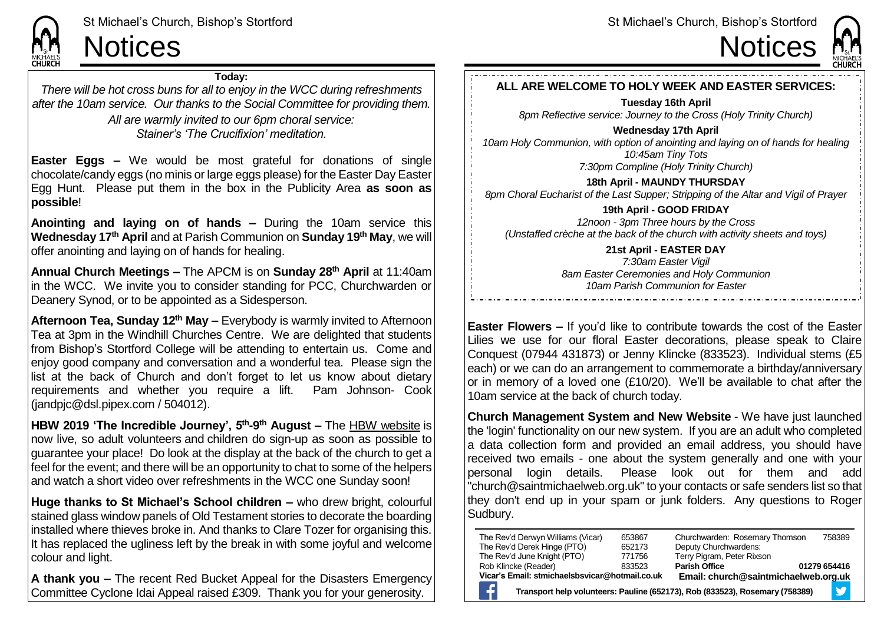# Notices

**Today:**

*There will be hot cross buns for all to enjoy in the WCC during refreshments after the 10am service. Our thanks to the Social Committee for providing them.*

*All are warmly invited to our 6pm choral service: Stainer's 'The Crucifixion' meditation.*

**Easter Eggs –** We would be most grateful for donations of single chocolate/candy eggs (no minis or large eggs please) for the Easter Day Easter Egg Hunt. Please put them in the box in the Publicity Area **as soon as possible**!

**Anointing and laying on of hands –** During the 10am service this **Wednesday 17th April** and at Parish Communion on **Sunday 19th May**, we will offer anointing and laying on of hands for healing.

**Annual Church Meetings –** The APCM is on **Sunday 28th April** at 11:40am in the WCC. We invite you to consider standing for PCC, Churchwarden or Deanery Synod, or to be appointed as a Sidesperson.

**Afternoon Tea, Sunday 12th May –** Everybody is warmly invited to Afternoon Tea at 3pm in the Windhill Churches Centre. We are delighted that students from Bishop's Stortford College will be attending to entertain us. Come and enjoy good company and conversation and a wonderful tea. Please sign the list at the back of Church and don't forget to let us know about dietary requirements and whether you require a lift. Pam Johnson- Cook (jandpjc@dsl.pipex.com / 504012).

**HBW 2019 'The Incredible Journey', 5th-9th August –** The HBW website is now live, so adult volunteers and children do sign-up as soon as possible to guarantee your place! Do look at the display at the back of the church to get a feel for the event; and there will be an opportunity to chat to some of the helpers and watch a short video over refreshments in the WCC one Sunday soon!

**Huge thanks to St Michael's School children –** who drew bright, colourful stained glass window panels of Old Testament stories to decorate the boarding installed where thieves broke in. And thanks to Clare Tozer for organising this. It has replaced the ugliness left by the break in with some joyful and welcome colour and light.

**A thank you –** The recent Red Bucket Appeal for the Disasters Emergency Committee Cyclone Idai Appeal raised £309. Thank you for your generosity.

## ALL ARE WELCOME TO HOLY WEEK AND EASTER SERVICES:

**Tuesday 16th April**
*8pm Reflective service: Journey to the Cross (Holy Trinity Church)*

**Wednesday 17th April**
*10am Holy Communion, with option of anointing and laying on of hands for healing*
*10:45am Tiny Tots*
*7:30pm Compline (Holy Trinity Church)*

**18th April - MAUNDY THURSDAY**
*8pm Choral Eucharist of the Last Supper; Stripping of the Altar and Vigil of Prayer*

**19th April - GOOD FRIDAY**
*12noon - 3pm Three hours by the Cross*
*(Unstaffed crèche at the back of the church with activity sheets and toys)*

**21st April - EASTER DAY**
*7:30am Easter Vigil*
*8am Easter Ceremonies and Holy Communion*
*10am Parish Communion for Easter*

**Easter Flowers –** If you'd like to contribute towards the cost of the Easter Lilies we use for our floral Easter decorations, please speak to Claire Conquest (07944 431873) or Jenny Klincke (833523). Individual stems (£5 each) or we can do an arrangement to commemorate a birthday/anniversary or in memory of a loved one (£10/20). We'll be available to chat after the 10am service at the back of church today.

**Church Management System and New Website** - We have just launched the 'login' functionality on our new system. If you are an adult who completed a data collection form and provided an email address, you should have received two emails - one about the system generally and one with your personal login details. Please look out for them and add "church@saintmichaelweb.org.uk" to your contacts or safe senders list so that they don't end up in your spam or junk folders. Any questions to Roger Sudbury.

| | | | |
|---|---|---|---|
| The Rev'd Derwyn Williams (Vicar) | 653867 | Churchwarden: Rosemary Thomson | 758389 |
| The Rev'd Derek Hinge (PTO) | 652173 | Deputy Churchwardens: | |
| The Rev'd June Knight (PTO) | 771756 | Terry Pigram, Peter Rixson | |
| Rob Klincke (Reader) | 833523 | **Parish Office** | **01279 654416** |
| **Vicar's Email: stmichaelsbsvicar@hotmail.co.uk** | | **Email: church@saintmichaelweb.org.uk** | |

**Transport help volunteers: Pauline (652173), Rob (833523), Rosemary (758389)**